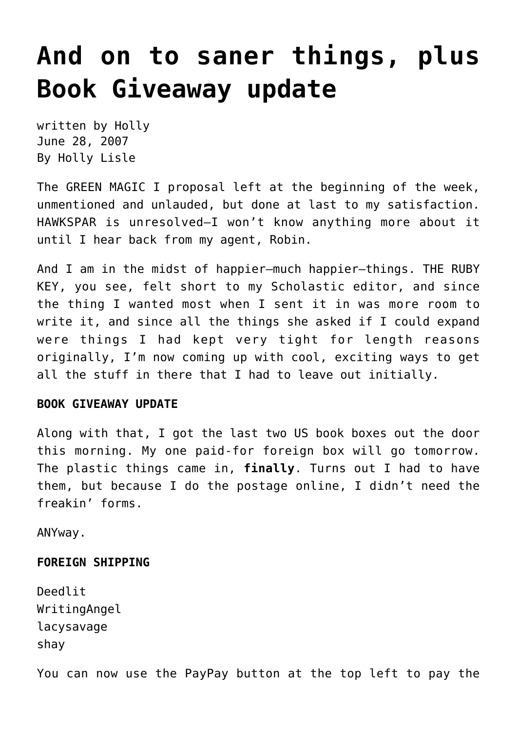# And on to saner things, plus Book Giveaway update

written by Holly
June 28, 2007
By Holly Lisle

The GREEN MAGIC I proposal left at the beginning of the week, unmentioned and unlauded, but done at last to my satisfaction. HAWKSPAR is unresolved—I won't know anything more about it until I hear back from my agent, Robin.

And I am in the midst of happier—much happier—things. THE RUBY KEY, you see, felt short to my Scholastic editor, and since the thing I wanted most when I sent it in was more room to write it, and since all the things she asked if I could expand were things I had kept very tight for length reasons originally, I'm now coming up with cool, exciting ways to get all the stuff in there that I had to leave out initially.

**BOOK GIVEAWAY UPDATE**

Along with that, I got the last two US book boxes out the door this morning. My one paid-for foreign box will go tomorrow. The plastic things came in, **finally**. Turns out I had to have them, but because I do the postage online, I didn't need the freakin' forms.

ANYway.

**FOREIGN SHIPPING**

Deedlit
WritingAngel
lacysavage
shay

You can now use the PayPay button at the top left to pay the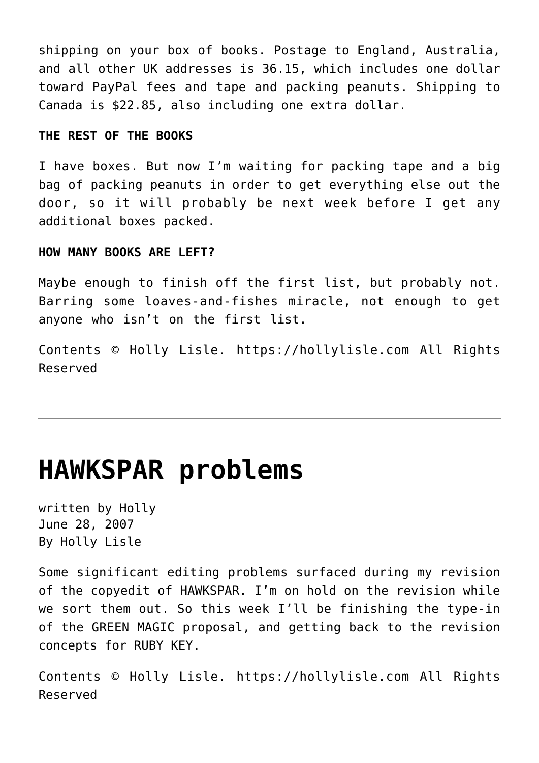shipping on your box of books. Postage to England, Australia, and all other UK addresses is 36.15, which includes one dollar toward PayPal fees and tape and packing peanuts. Shipping to Canada is $22.85, also including one extra dollar.

**THE REST OF THE BOOKS**

I have boxes. But now I'm waiting for packing tape and a big bag of packing peanuts in order to get everything else out the door, so it will probably be next week before I get any additional boxes packed.

**HOW MANY BOOKS ARE LEFT?**

Maybe enough to finish off the first list, but probably not. Barring some loaves-and-fishes miracle, not enough to get anyone who isn't on the first list.

Contents © Holly Lisle. https://hollylisle.com All Rights Reserved

---

# HAWKSPAR problems

written by Holly
June 28, 2007
By Holly Lisle

Some significant editing problems surfaced during my revision of the copyedit of HAWKSPAR. I'm on hold on the revision while we sort them out. So this week I'll be finishing the type-in of the GREEN MAGIC proposal, and getting back to the revision concepts for RUBY KEY.

Contents © Holly Lisle. https://hollylisle.com All Rights Reserved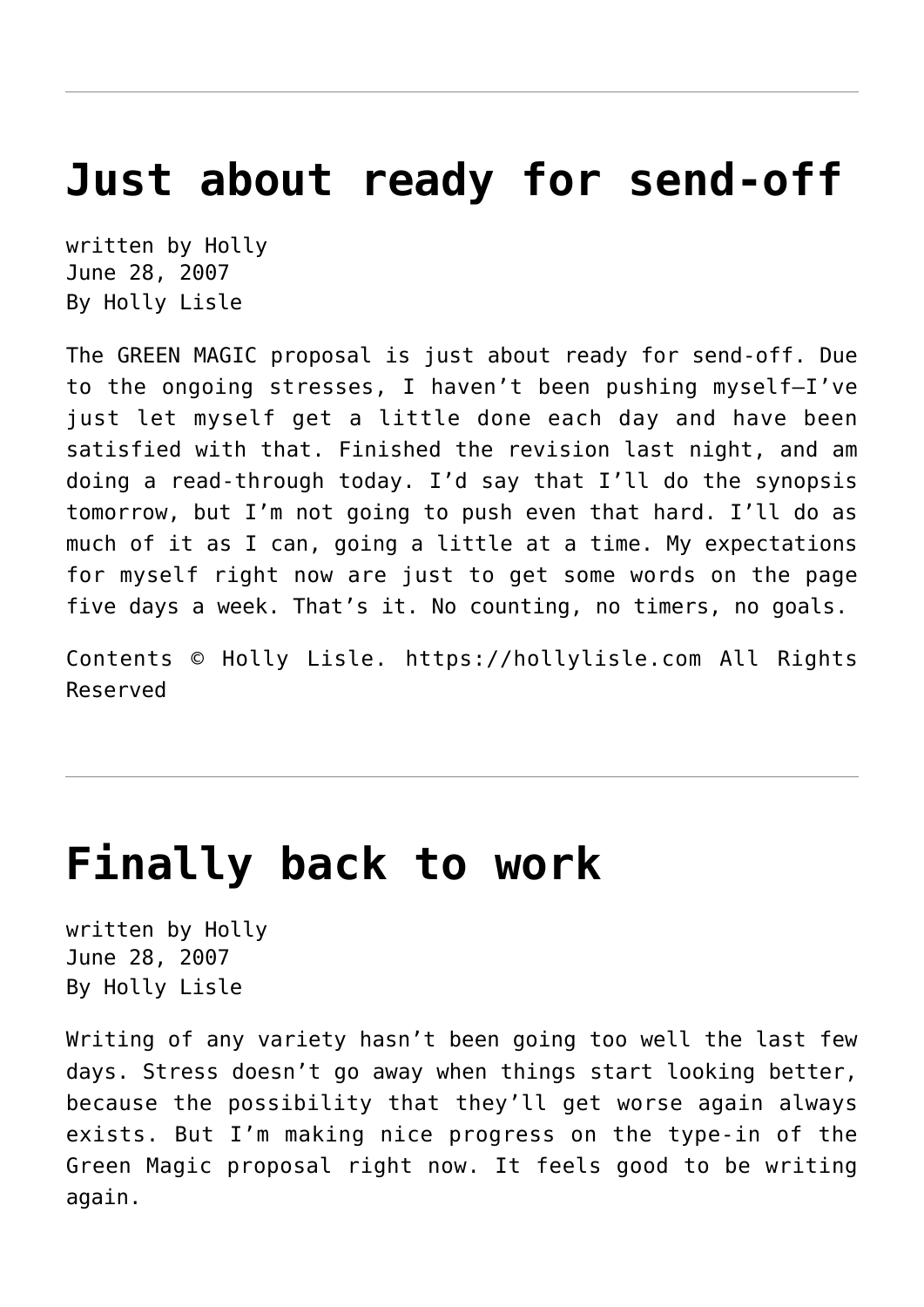# Just about ready for send-off

written by Holly
June 28, 2007
By Holly Lisle

The GREEN MAGIC proposal is just about ready for send-off. Due to the ongoing stresses, I haven't been pushing myself—I've just let myself get a little done each day and have been satisfied with that. Finished the revision last night, and am doing a read-through today. I'd say that I'll do the synopsis tomorrow, but I'm not going to push even that hard. I'll do as much of it as I can, going a little at a time. My expectations for myself right now are just to get some words on the page five days a week. That's it. No counting, no timers, no goals.

Contents © Holly Lisle. https://hollylisle.com All Rights Reserved

# Finally back to work

written by Holly
June 28, 2007
By Holly Lisle

Writing of any variety hasn't been going too well the last few days. Stress doesn't go away when things start looking better, because the possibility that they'll get worse again always exists. But I'm making nice progress on the type-in of the Green Magic proposal right now. It feels good to be writing again.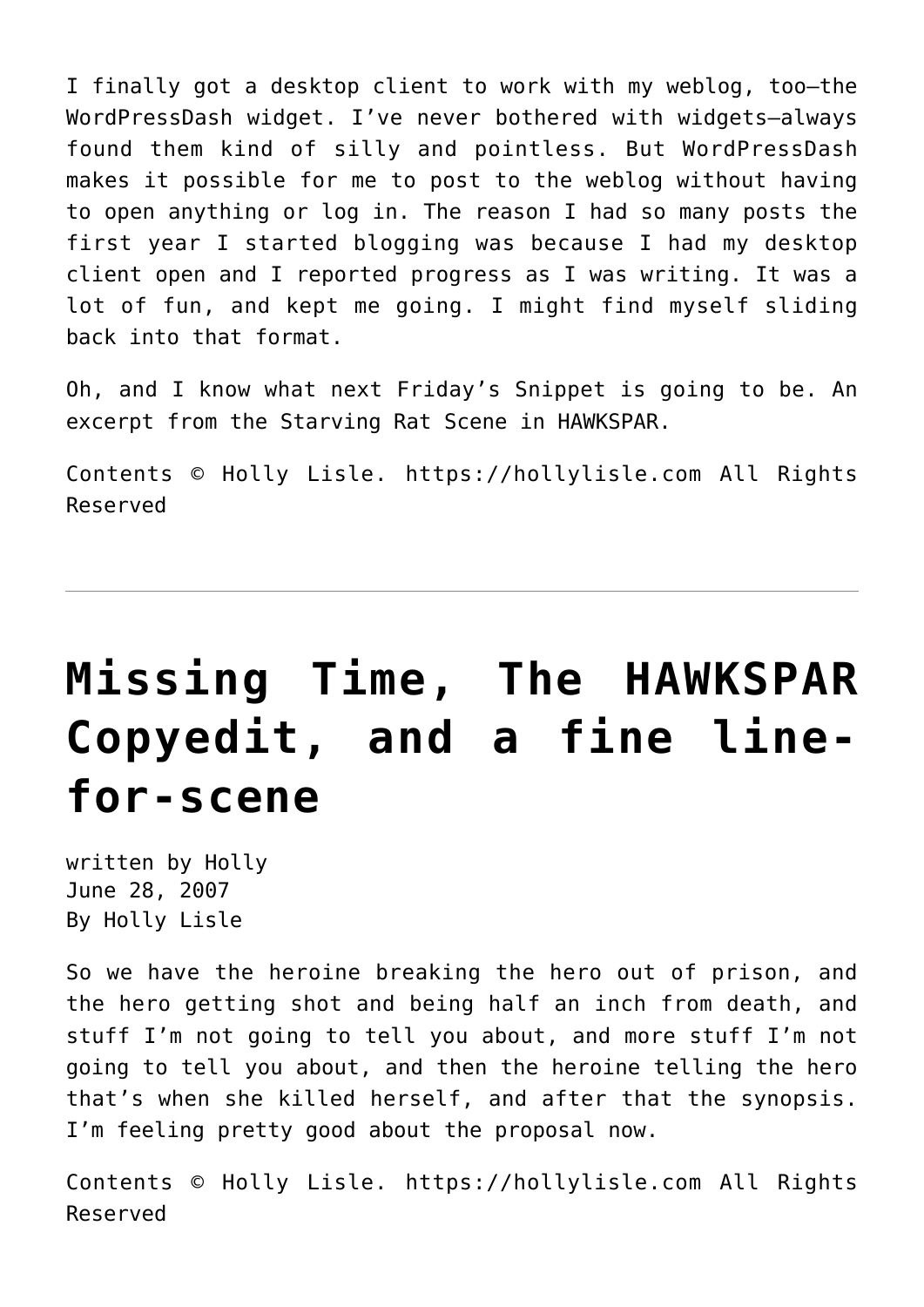I finally got a desktop client to work with my weblog, too—the WordPressDash widget. I've never bothered with widgets—always found them kind of silly and pointless. But WordPressDash makes it possible for me to post to the weblog without having to open anything or log in. The reason I had so many posts the first year I started blogging was because I had my desktop client open and I reported progress as I was writing. It was a lot of fun, and kept me going. I might find myself sliding back into that format.

Oh, and I know what next Friday's Snippet is going to be. An excerpt from the Starving Rat Scene in HAWKSPAR.

Contents © Holly Lisle. https://hollylisle.com All Rights Reserved

---

# Missing Time, The HAWKSPAR Copyedit, and a fine line-for-scene

written by Holly
June 28, 2007
By Holly Lisle

So we have the heroine breaking the hero out of prison, and the hero getting shot and being half an inch from death, and stuff I'm not going to tell you about, and more stuff I'm not going to tell you about, and then the heroine telling the hero that's when she killed herself, and after that the synopsis. I'm feeling pretty good about the proposal now.

Contents © Holly Lisle. https://hollylisle.com All Rights Reserved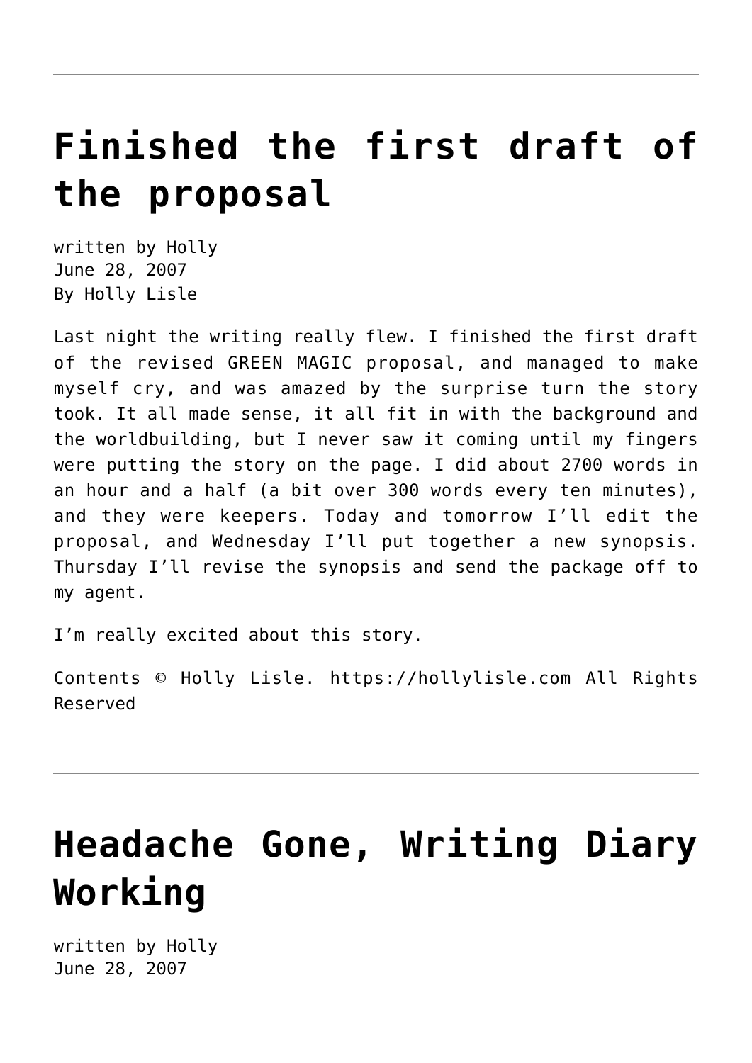---

# Finished the first draft of the proposal

written by Holly
June 28, 2007
By Holly Lisle

Last night the writing really flew. I finished the first draft of the revised GREEN MAGIC proposal, and managed to make myself cry, and was amazed by the surprise turn the story took. It all made sense, it all fit in with the background and the worldbuilding, but I never saw it coming until my fingers were putting the story on the page. I did about 2700 words in an hour and a half (a bit over 300 words every ten minutes), and they were keepers. Today and tomorrow I'll edit the proposal, and Wednesday I'll put together a new synopsis. Thursday I'll revise the synopsis and send the package off to my agent.

I'm really excited about this story.

Contents © Holly Lisle. https://hollylisle.com All Rights Reserved

---

# Headache Gone, Writing Diary Working

written by Holly
June 28, 2007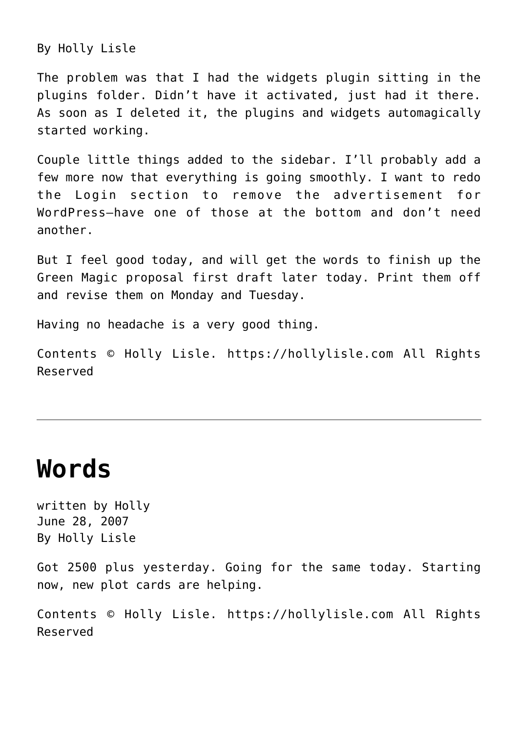By Holly Lisle

The problem was that I had the widgets plugin sitting in the plugins folder. Didn't have it activated, just had it there. As soon as I deleted it, the plugins and widgets automagically started working.

Couple little things added to the sidebar. I'll probably add a few more now that everything is going smoothly. I want to redo the Login section to remove the advertisement for WordPress—have one of those at the bottom and don't need another.

But I feel good today, and will get the words to finish up the Green Magic proposal first draft later today. Print them off and revise them on Monday and Tuesday.

Having no headache is a very good thing.

Contents © Holly Lisle. https://hollylisle.com All Rights Reserved

---

# Words

written by Holly
June 28, 2007
By Holly Lisle

Got 2500 plus yesterday. Going for the same today. Starting now, new plot cards are helping.

Contents © Holly Lisle. https://hollylisle.com All Rights Reserved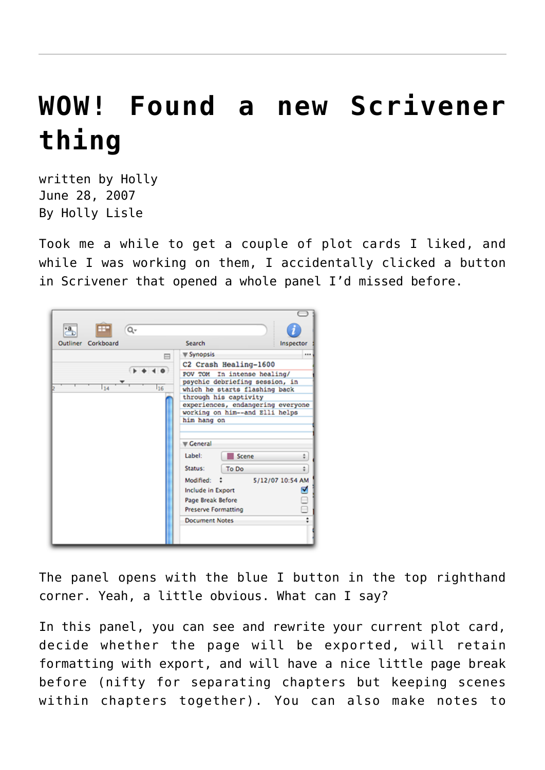# WOW! Found a new Scrivener thing

written by Holly
June 28, 2007
By Holly Lisle

Took me a while to get a couple of plot cards I liked, and while I was working on them, I accidentally clicked a button in Scrivener that opened a whole panel I'd missed before.

The panel opens with the blue I button in the top righthand corner. Yeah, a little obvious. What can I say?

In this panel, you can see and rewrite your current plot card, decide whether the page will be exported, will retain formatting with export, and will have a nice little page break before (nifty for separating chapters but keeping scenes within chapters together). You can also make notes to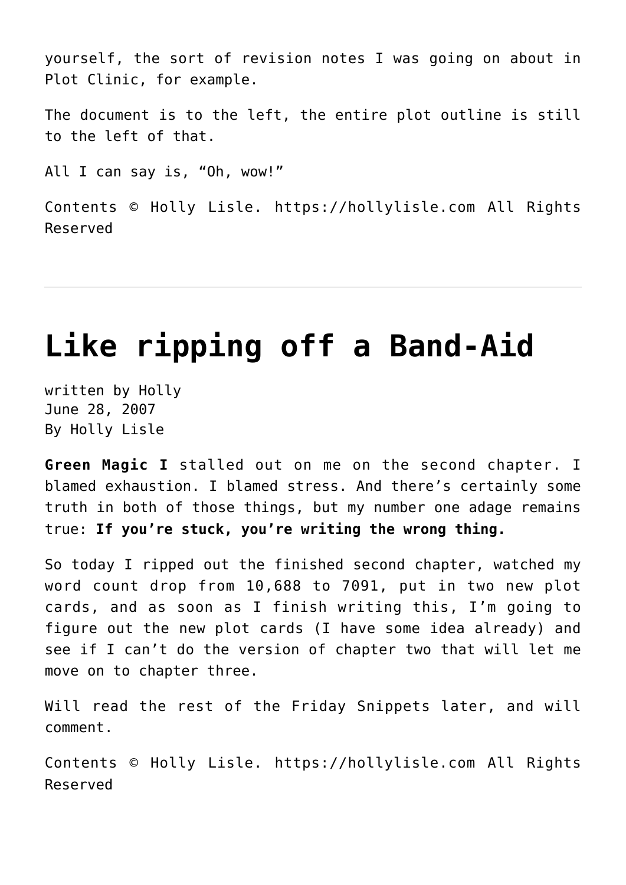yourself, the sort of revision notes I was going on about in Plot Clinic, for example.

The document is to the left, the entire plot outline is still to the left of that.

All I can say is, "Oh, wow!"

Contents © Holly Lisle. https://hollylisle.com All Rights Reserved

---

# Like ripping off a Band-Aid

written by Holly
June 28, 2007
By Holly Lisle

**Green Magic I** stalled out on me on the second chapter. I blamed exhaustion. I blamed stress. And there's certainly some truth in both of those things, but my number one adage remains true: **If you're stuck, you're writing the wrong thing.**

So today I ripped out the finished second chapter, watched my word count drop from 10,688 to 7091, put in two new plot cards, and as soon as I finish writing this, I'm going to figure out the new plot cards (I have some idea already) and see if I can't do the version of chapter two that will let me move on to chapter three.

Will read the rest of the Friday Snippets later, and will comment.

Contents © Holly Lisle. https://hollylisle.com All Rights Reserved